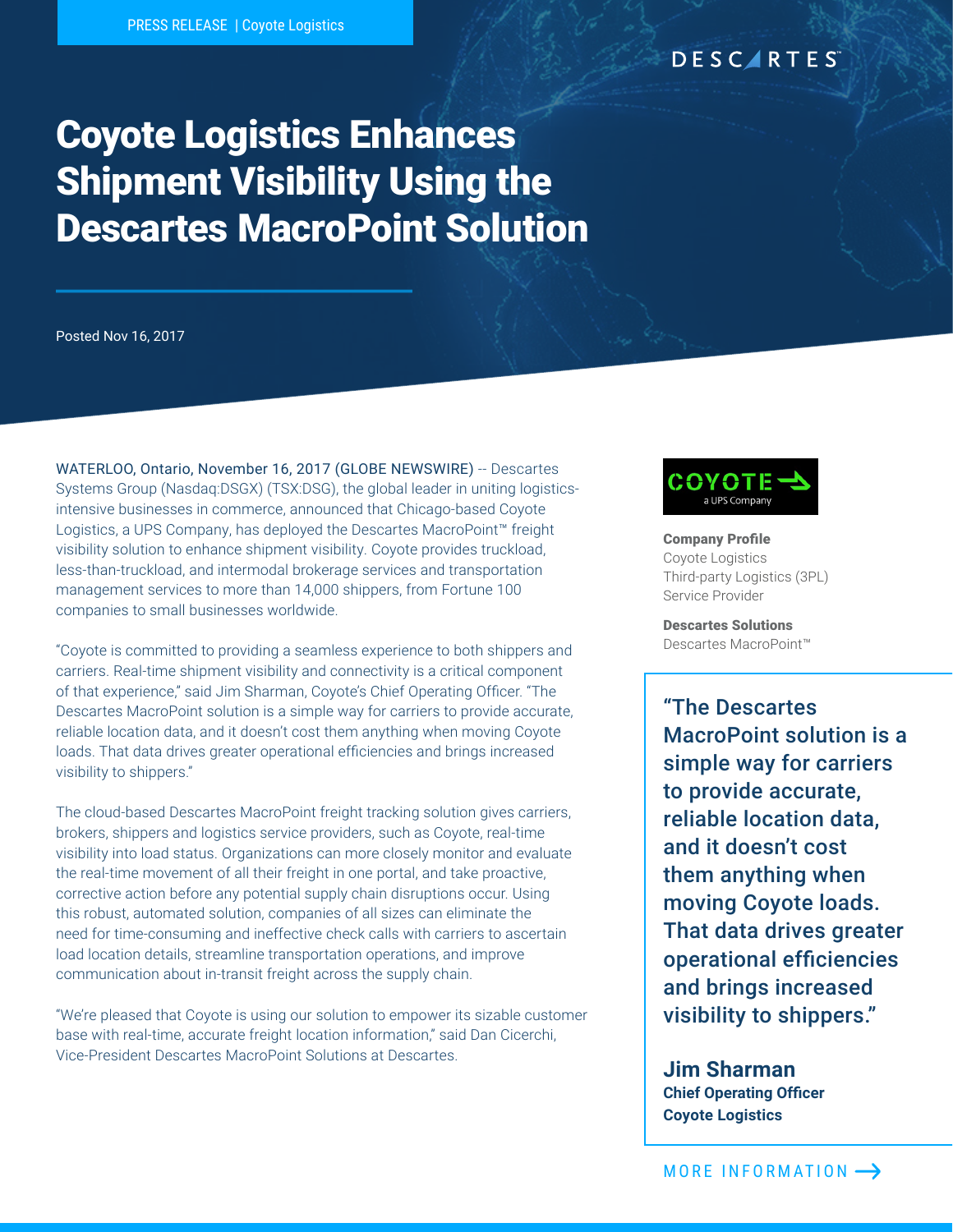PRESS RELEASE | Coyote Logistics

DESCARTES

# Coyote Logistics Enhances Shipment Visibility Using the Descartes MacroPoint Solution

Posted Nov 16, 2017

WATERLOO, Ontario, November 16, 2017 (GLOBE NEWSWIRE) -- Descartes Systems Group (Nasdaq:DSGX) (TSX:DSG), the global leader in uniting logistics-intensive businesses in commerce, announced that Chicago-based Coyote Logistics, a UPS Company, has deployed the Descartes MacroPoint™ freight visibility solution to enhance shipment visibility. Coyote provides truckload, less-than-truckload, and intermodal brokerage services and transportation management services to more than 14,000 shippers, from Fortune 100 companies to small businesses worldwide.

"Coyote is committed to providing a seamless experience to both shippers and carriers. Real-time shipment visibility and connectivity is a critical component of that experience," said Jim Sharman, Coyote's Chief Operating Officer. "The Descartes MacroPoint solution is a simple way for carriers to provide accurate, reliable location data, and it doesn't cost them anything when moving Coyote loads. That data drives greater operational efficiencies and brings increased visibility to shippers."

The cloud-based Descartes MacroPoint freight tracking solution gives carriers, brokers, shippers and logistics service providers, such as Coyote, real-time visibility into load status. Organizations can more closely monitor and evaluate the real-time movement of all their freight in one portal, and take proactive, corrective action before any potential supply chain disruptions occur. Using this robust, automated solution, companies of all sizes can eliminate the need for time-consuming and ineffective check calls with carriers to ascertain load location details, streamline transportation operations, and improve communication about in-transit freight across the supply chain.

"We're pleased that Coyote is using our solution to empower its sizable customer base with real-time, accurate freight location information," said Dan Cicerchi, Vice-President Descartes MacroPoint Solutions at Descartes.

COYOTE a UPS Company

**Company Profile**
Coyote Logistics
Third-party Logistics (3PL) Service Provider

**Descartes Solutions**
Descartes MacroPoint™

> "The Descartes MacroPoint solution is a simple way for carriers to provide accurate, reliable location data, and it doesn't cost them anything when moving Coyote loads. That data drives greater operational efficiencies and brings increased visibility to shippers."
>
> **Jim Sharman**
> **Chief Operating Officer**
> **Coyote Logistics**

MORE INFORMATION →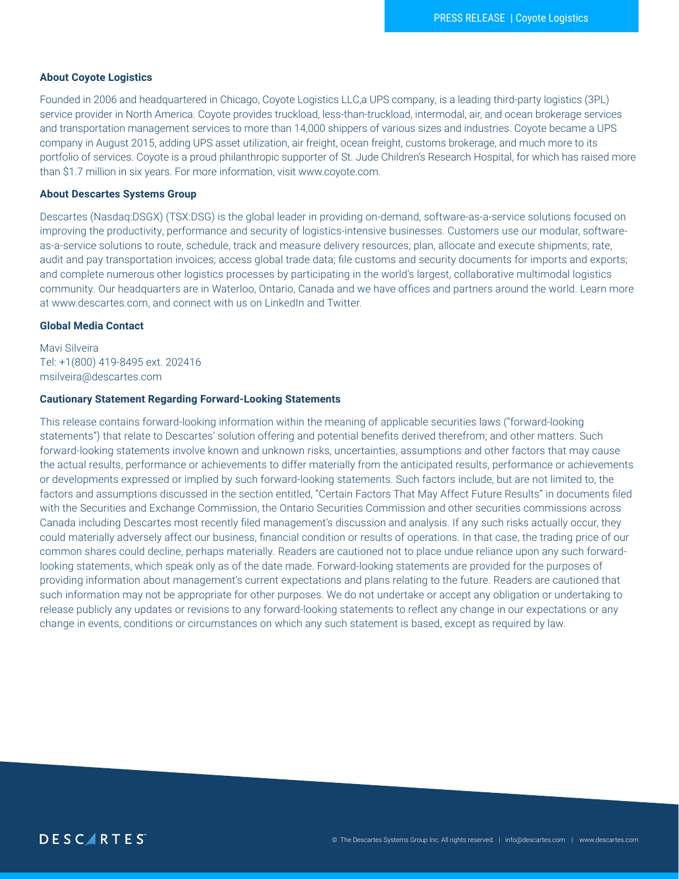### About Coyote Logistics

Founded in 2006 and headquartered in Chicago, Coyote Logistics LLC,a UPS company, is a leading third-party logistics (3PL) service provider in North America. Coyote provides truckload, less-than-truckload, intermodal, air, and ocean brokerage services and transportation management services to more than 14,000 shippers of various sizes and industries. Coyote became a UPS company in August 2015, adding UPS asset utilization, air freight, ocean freight, customs brokerage, and much more to its portfolio of services. Coyote is a proud philanthropic supporter of St. Jude Children's Research Hospital, for which has raised more than $1.7 million in six years. For more information, visit www.coyote.com.

### About Descartes Systems Group

Descartes (Nasdaq:DSGX) (TSX:DSG) is the global leader in providing on-demand, software-as-a-service solutions focused on improving the productivity, performance and security of logistics-intensive businesses. Customers use our modular, software-as-a-service solutions to route, schedule, track and measure delivery resources; plan, allocate and execute shipments; rate, audit and pay transportation invoices; access global trade data; file customs and security documents for imports and exports; and complete numerous other logistics processes by participating in the world's largest, collaborative multimodal logistics community. Our headquarters are in Waterloo, Ontario, Canada and we have offices and partners around the world. Learn more at www.descartes.com, and connect with us on LinkedIn and Twitter.

### Global Media Contact

Mavi Silveira
Tel: +1(800) 419-8495 ext. 202416
msilveira@descartes.com

### Cautionary Statement Regarding Forward-Looking Statements

This release contains forward-looking information within the meaning of applicable securities laws ("forward-looking statements") that relate to Descartes' solution offering and potential benefits derived therefrom; and other matters. Such forward-looking statements involve known and unknown risks, uncertainties, assumptions and other factors that may cause the actual results, performance or achievements to differ materially from the anticipated results, performance or achievements or developments expressed or implied by such forward-looking statements. Such factors include, but are not limited to, the factors and assumptions discussed in the section entitled, "Certain Factors That May Affect Future Results" in documents filed with the Securities and Exchange Commission, the Ontario Securities Commission and other securities commissions across Canada including Descartes most recently filed management's discussion and analysis. If any such risks actually occur, they could materially adversely affect our business, financial condition or results of operations. In that case, the trading price of our common shares could decline, perhaps materially. Readers are cautioned not to place undue reliance upon any such forward-looking statements, which speak only as of the date made. Forward-looking statements are provided for the purposes of providing information about management's current expectations and plans relating to the future. Readers are cautioned that such information may not be appropriate for other purposes. We do not undertake or accept any obligation or undertaking to release publicly any updates or revisions to any forward-looking statements to reflect any change in our expectations or any change in events, conditions or circumstances on which any such statement is based, except as required by law.